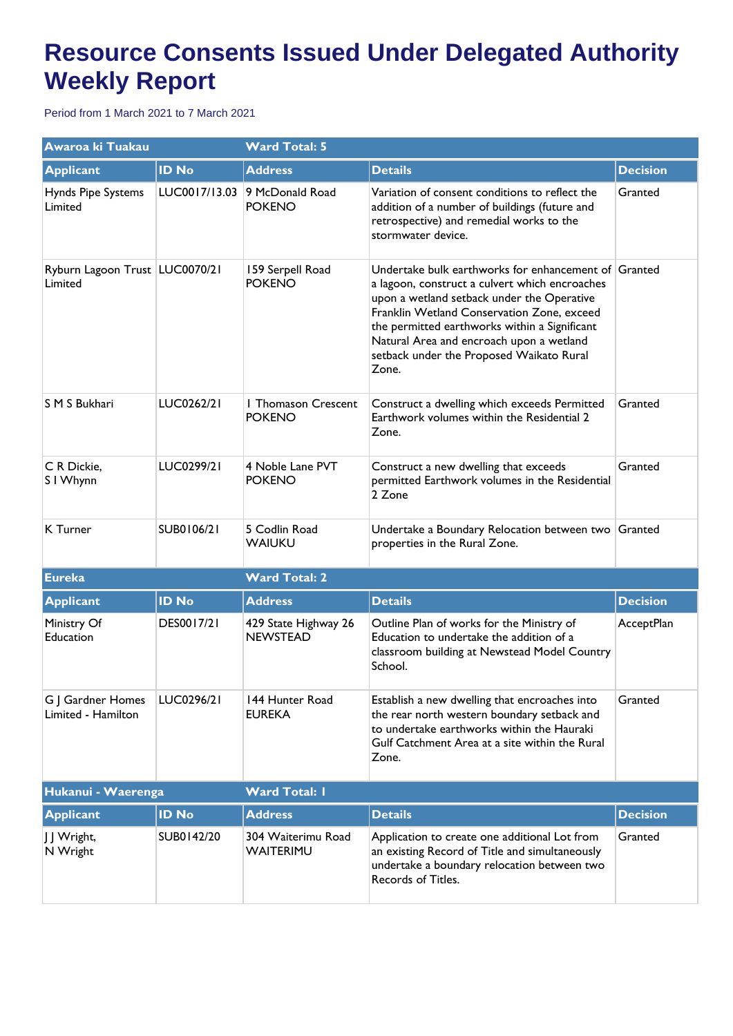# Resource Consents Issued Under Delegated Authority Weekly Report

Period from 1 March 2021 to 7 March 2021

| Awaroa ki Tuakau | | Ward Total: 5 | | |
|---|---|---|---|---|
| **Applicant** | **ID No** | **Address** | **Details** | **Decision** |
| Hynds Pipe Systems Limited | LUC0017/13.03 | 9 McDonald Road POKENO | Variation of consent conditions to reflect the addition of a number of buildings (future and retrospective) and remedial works to the stormwater device. | Granted |
| Ryburn Lagoon Trust Limited | LUC0070/21 | 159 Serpell Road POKENO | Undertake bulk earthworks for enhancement of a lagoon, construct a culvert which encroaches upon a wetland setback under the Operative Franklin Wetland Conservation Zone, exceed the permitted earthworks within a Significant Natural Area and encroach upon a wetland setback under the Proposed Waikato Rural Zone. | Granted |
| S M S Bukhari | LUC0262/21 | 1 Thomason Crescent POKENO | Construct a dwelling which exceeds Permitted Earthwork volumes within the Residential 2 Zone. | Granted |
| C R Dickie, S I Whynn | LUC0299/21 | 4 Noble Lane PVT POKENO | Construct a new dwelling that exceeds permitted Earthwork volumes in the Residential 2 Zone | Granted |
| K Turner | SUB0106/21 | 5 Codlin Road WAIUKU | Undertake a Boundary Relocation between two properties in the Rural Zone. | Granted |

| Eureka | | Ward Total: 2 | | |
|---|---|---|---|---|
| **Applicant** | **ID No** | **Address** | **Details** | **Decision** |
| Ministry Of Education | DES0017/21 | 429 State Highway 26 NEWSTEAD | Outline Plan of works for the Ministry of Education to undertake the addition of a classroom building at Newstead Model Country School. | AcceptPlan |
| G J Gardner Homes Limited - Hamilton | LUC0296/21 | 144 Hunter Road EUREKA | Establish a new dwelling that encroaches into the rear north western boundary setback and to undertake earthworks within the Hauraki Gulf Catchment Area at a site within the Rural Zone. | Granted |

| Hukanui - Waerenga | | Ward Total: 1 | | |
|---|---|---|---|---|
| **Applicant** | **ID No** | **Address** | **Details** | **Decision** |
| J J Wright, N Wright | SUB0142/20 | 304 Waiterimu Road WAITERIMU | Application to create one additional Lot from an existing Record of Title and simultaneously undertake a boundary relocation between two Records of Titles. | Granted |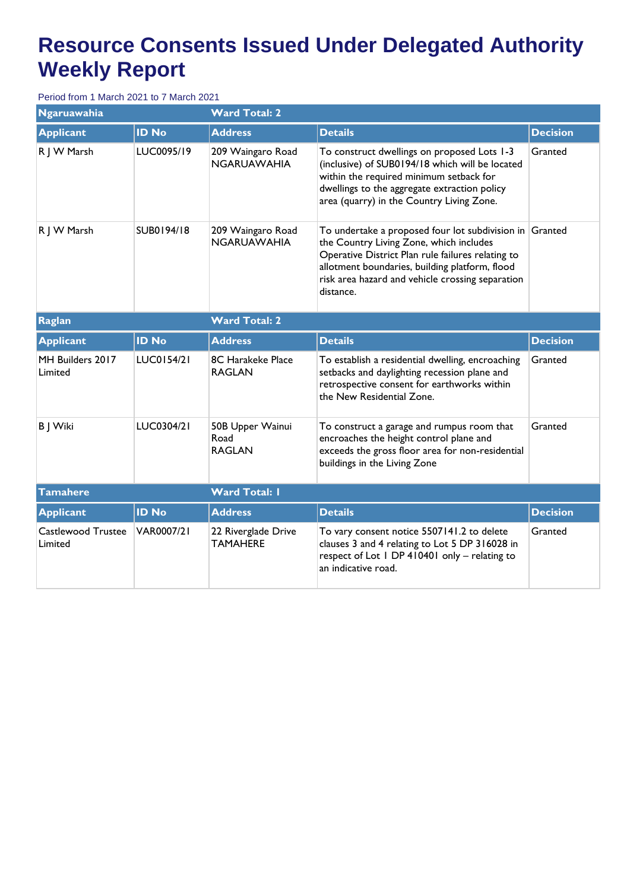# Resource Consents Issued Under Delegated Authority Weekly Report

Period from 1 March 2021 to 7 March 2021

| Ngaruawahia | | Ward Total: 2 | | |
|---|---|---|---|---|
| **Applicant** | **ID No** | **Address** | **Details** | **Decision** |
| R J W Marsh | LUC0095/19 | 209 Waingaro Road NGARUAWAHIA | To construct dwellings on proposed Lots 1-3 (inclusive) of SUB0194/18 which will be located within the required minimum setback for dwellings to the aggregate extraction policy area (quarry) in the Country Living Zone. | Granted |
| R J W Marsh | SUB0194/18 | 209 Waingaro Road NGARUAWAHIA | To undertake a proposed four lot subdivision in the Country Living Zone, which includes Operative District Plan rule failures relating to allotment boundaries, building platform, flood risk area hazard and vehicle crossing separation distance. | Granted |

| Raglan | | Ward Total: 2 | | |
|---|---|---|---|---|
| **Applicant** | **ID No** | **Address** | **Details** | **Decision** |
| MH Builders 2017 Limited | LUC0154/21 | 8C Harakeke Place RAGLAN | To establish a residential dwelling, encroaching setbacks and daylighting recession plane and retrospective consent for earthworks within the New Residential Zone. | Granted |
| B J Wiki | LUC0304/21 | 50B Upper Wainui Road RAGLAN | To construct a garage and rumpus room that encroaches the height control plane and exceeds the gross floor area for non-residential buildings in the Living Zone | Granted |

| Tamahere | | Ward Total: 1 | | |
|---|---|---|---|---|
| **Applicant** | **ID No** | **Address** | **Details** | **Decision** |
| Castlewood Trustee Limited | VAR0007/21 | 22 Riverglade Drive TAMAHERE | To vary consent notice 5507141.2 to delete clauses 3 and 4 relating to Lot 5 DP 316028 in respect of Lot 1 DP 410401 only – relating to an indicative road. | Granted |